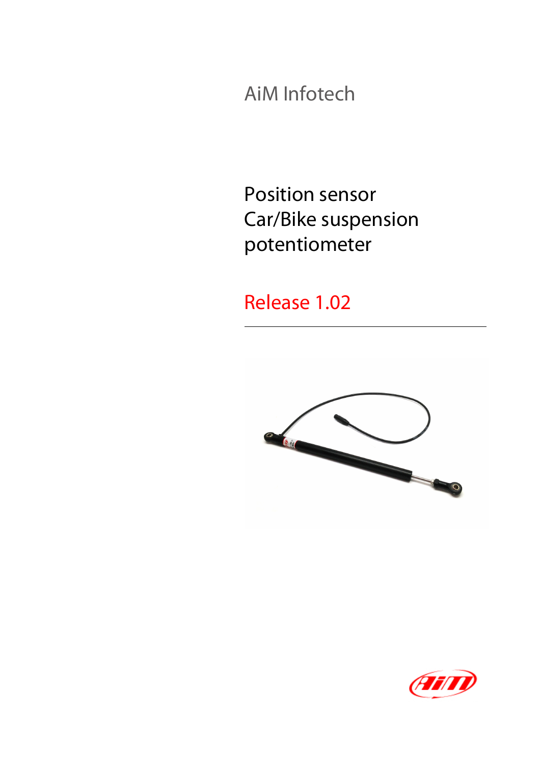AiM Infotech

# Position sensor Car/Bike suspension potentiometer

Release 1.02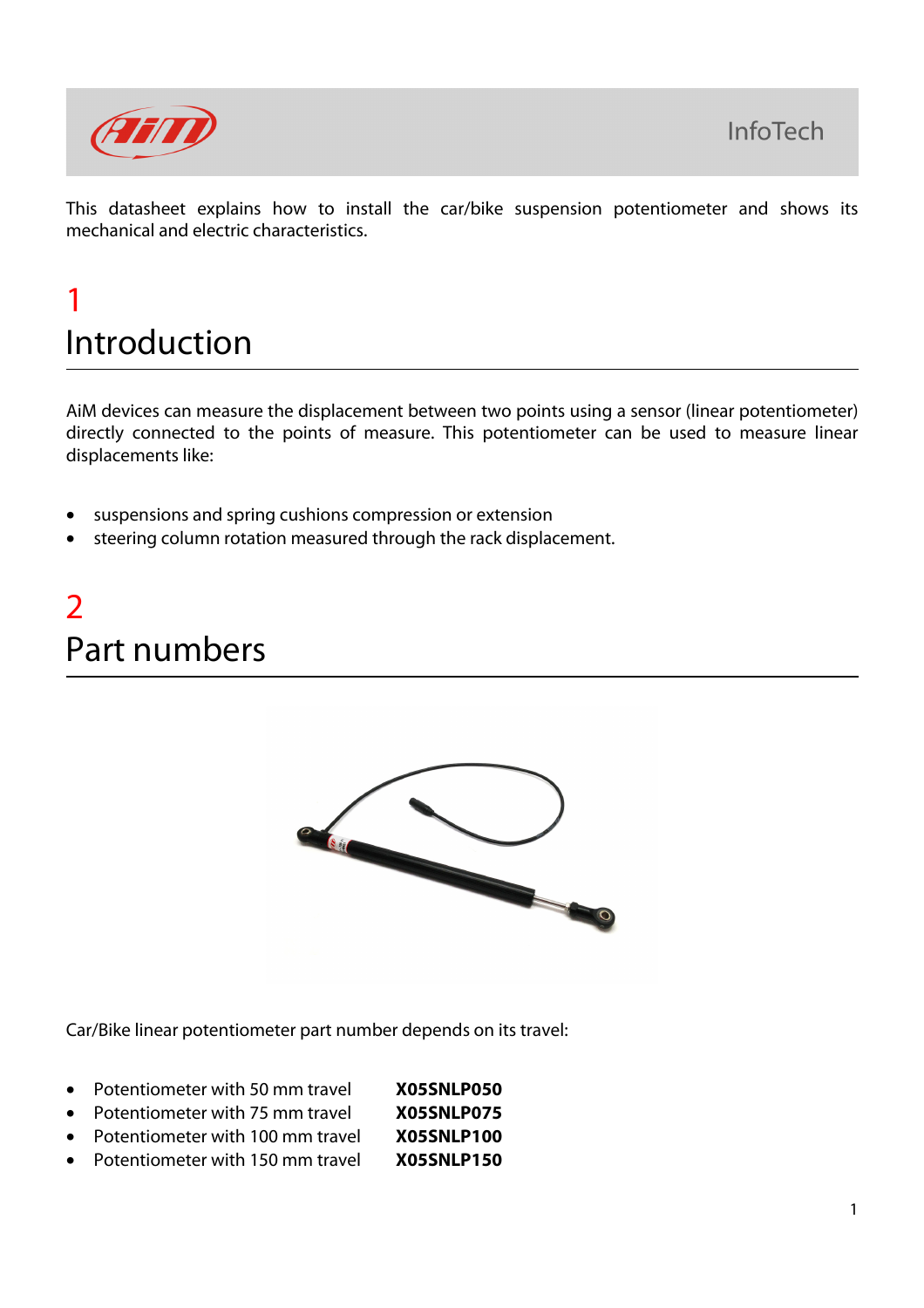This datasheet explains how to install the car/bike suspension potentiometer and shows its mechanical and electric characteristics.

# 1 Introduction

AiM devices can measure the displacement between two points using a sensor (linear potentiometer) directly connected to the points of measure. This potentiometer can be used to measure linear displacements like:

- suspensions and spring cushions compression or extension
- steering column rotation measured through the rack displacement.

# 2 Part numbers

Car/Bike linear potentiometer part number depends on its travel:

- Potentiometer with 50 mm travel **X05SNLP050**
- Potentiometer with 75 mm travel **X05SNLP075**
- Potentiometer with 100 mm travel **X05SNLP100**
- Potentiometer with 150 mm travel **X05SNLP150**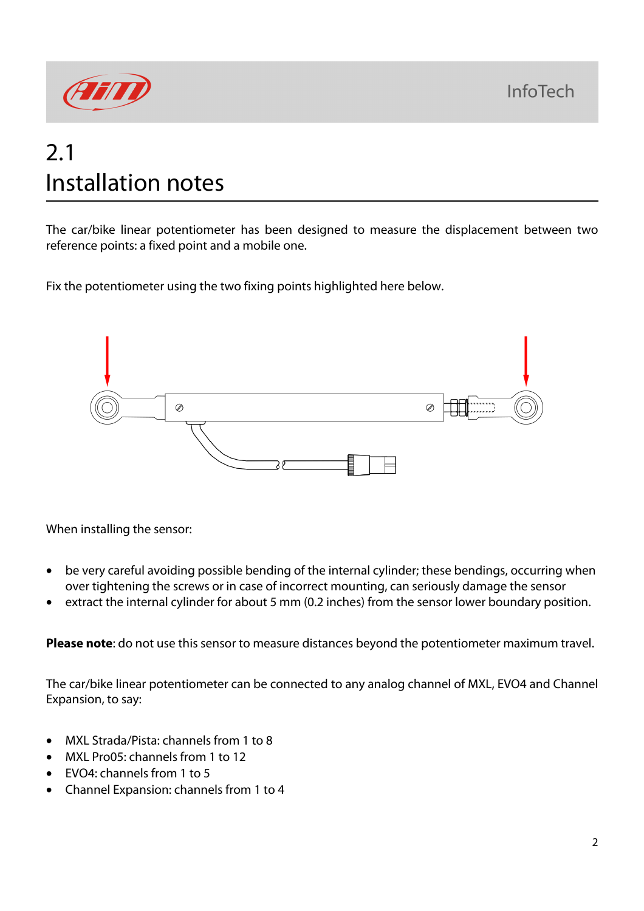# 2.1 Installation notes

The car/bike linear potentiometer has been designed to measure the displacement between two reference points: a fixed point and a mobile one.

Fix the potentiometer using the two fixing points highlighted here below.

When installing the sensor:

- be very careful avoiding possible bending of the internal cylinder; these bendings, occurring when over tightening the screws or in case of incorrect mounting, can seriously damage the sensor
- extract the internal cylinder for about 5 mm (0.2 inches) from the sensor lower boundary position.

**Please note**: do not use this sensor to measure distances beyond the potentiometer maximum travel.

The car/bike linear potentiometer can be connected to any analog channel of MXL, EVO4 and Channel Expansion, to say:

- MXL Strada/Pista: channels from 1 to 8
- MXL Pro05: channels from 1 to 12
- EVO4: channels from 1 to 5
- Channel Expansion: channels from 1 to 4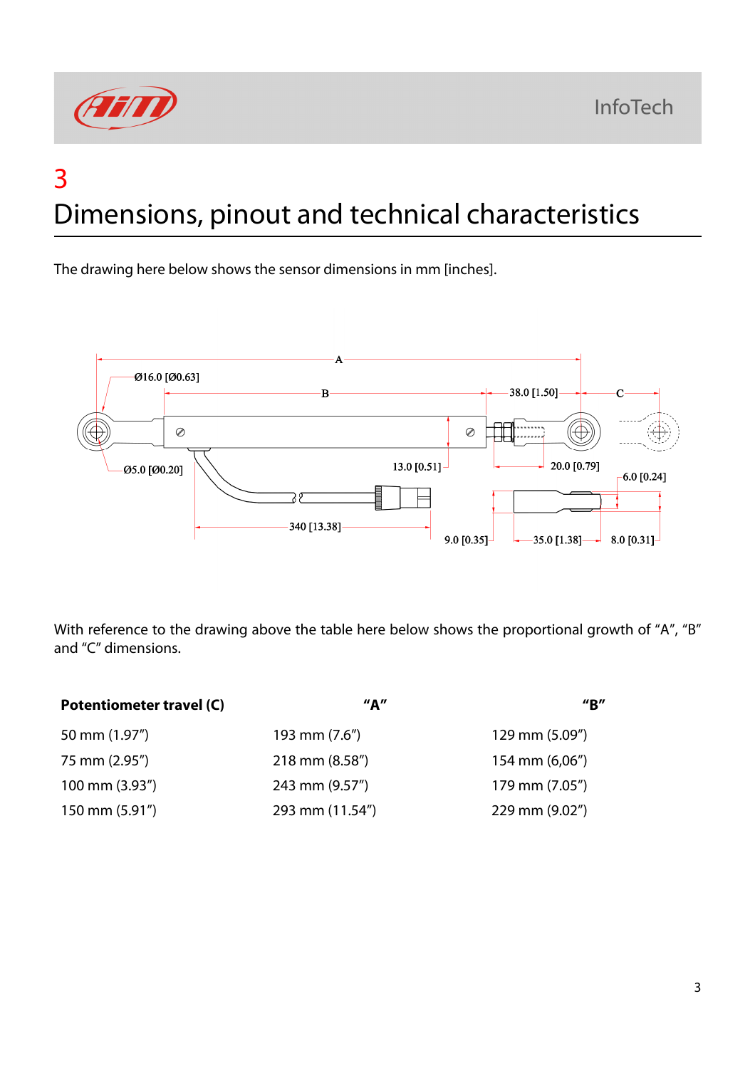# 3
# Dimensions, pinout and technical characteristics

The drawing here below shows the sensor dimensions in mm [inches].

With reference to the drawing above the table here below shows the proportional growth of "A", "B" and "C" dimensions.

| Potentiometer travel (C) | "A" | "B" |
|---|---|---|
| 50 mm (1.97") | 193 mm (7.6") | 129 mm (5.09") |
| 75 mm (2.95") | 218 mm (8.58") | 154 mm (6,06") |
| 100 mm (3.93") | 243 mm (9.57") | 179 mm (7.05") |
| 150 mm (5.91") | 293 mm (11.54") | 229 mm (9.02") |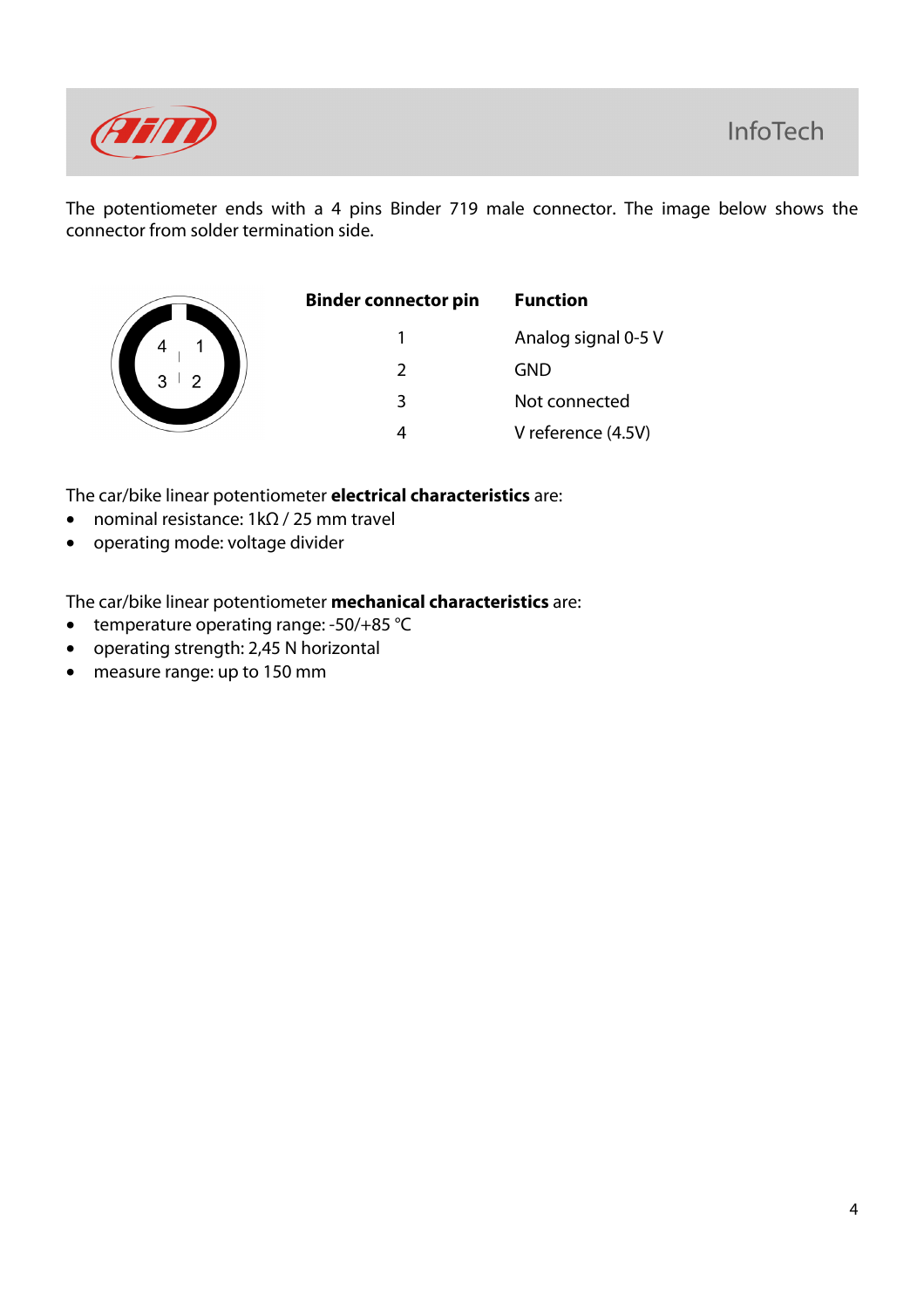The potentiometer ends with a 4 pins Binder 719 male connector. The image below shows the connector from solder termination side.

| Binder connector pin | Function |
| --- | --- |
| 1 | Analog signal 0-5 V |
| 2 | GND |
| 3 | Not connected |
| 4 | V reference (4.5V) |

The car/bike linear potentiometer **electrical characteristics** are:

- nominal resistance: 1kΩ / 25 mm travel
- operating mode: voltage divider

The car/bike linear potentiometer **mechanical characteristics** are:

- temperature operating range: -50/+85 °C
- operating strength: 2,45 N horizontal
- measure range: up to 150 mm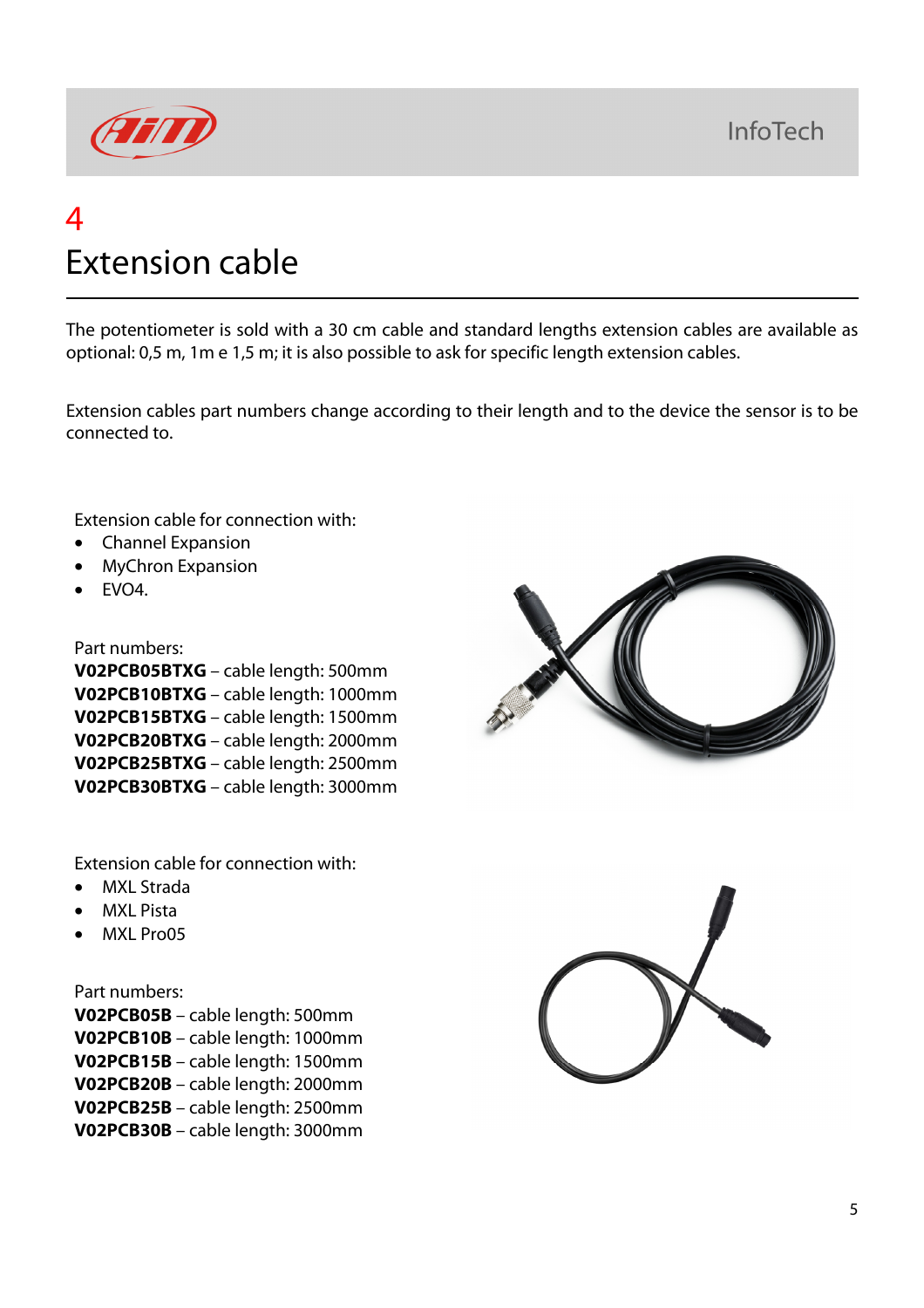# 4
# Extension cable

The potentiometer is sold with a 30 cm cable and standard lengths extension cables are available as optional: 0,5 m, 1m e 1,5 m; it is also possible to ask for specific length extension cables.

Extension cables part numbers change according to their length and to the device the sensor is to be connected to.

Extension cable for connection with:

- Channel Expansion
- MyChron Expansion
- EVO4.

Part numbers:
**V02PCB05BTXG** – cable length: 500mm
**V02PCB10BTXG** – cable length: 1000mm
**V02PCB15BTXG** – cable length: 1500mm
**V02PCB20BTXG** – cable length: 2000mm
**V02PCB25BTXG** – cable length: 2500mm
**V02PCB30BTXG** – cable length: 3000mm

Extension cable for connection with:

- MXL Strada
- MXL Pista
- MXL Pro05

Part numbers:
**V02PCB05B** – cable length: 500mm
**V02PCB10B** – cable length: 1000mm
**V02PCB15B** – cable length: 1500mm
**V02PCB20B** – cable length: 2000mm
**V02PCB25B** – cable length: 2500mm
**V02PCB30B** – cable length: 3000mm